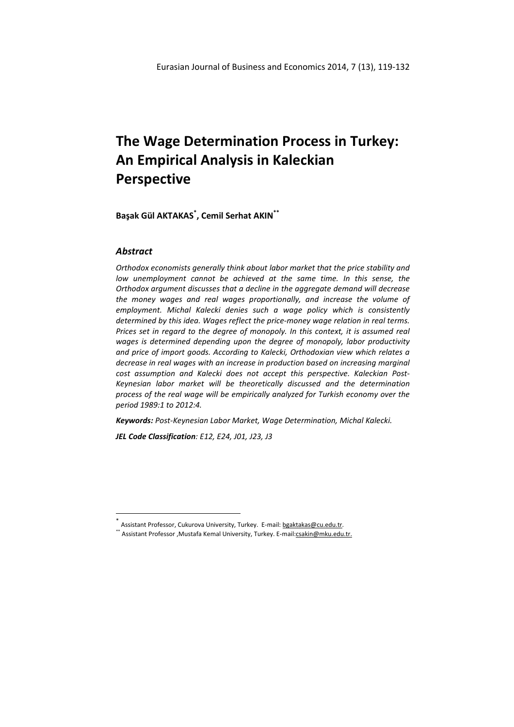# The Wage Determination Process in Turkey: An Empirical Analysis in Kaleckian Perspective

**Başak Gül AKTAKAS[*], Cemil Serhat AKIN[**]**

### *Abstract*

*Orthodox economists generally think about labor market that the price stability and low unemployment cannot be achieved at the same time. In this sense, the Orthodox argument discusses that a decline in the aggregate demand will decrease the money wages and real wages proportionally, and increase the volume of employment. Michal Kalecki denies such a wage policy which is consistently determined by this idea. Wages reflect the price-money wage relation in real terms. Prices set in regard to the degree of monopoly. In this context, it is assumed real wages is determined depending upon the degree of monopoly, labor productivity and price of import goods. According to Kalecki, Orthodoxian view which relates a decrease in real wages with an increase in production based on increasing marginal cost assumption and Kalecki does not accept this perspective. Kaleckian Post-Keynesian labor market will be theoretically discussed and the determination process of the real wage will be empirically analyzed for Turkish economy over the period 1989:1 to 2012:4.*

***Keywords:*** *Post-Keynesian Labor Market, Wage Determination, Michal Kalecki.*

***JEL Code Classification****: E12, E24, J01, J23, J3*

---

[*] Assistant Professor, Cukurova University, Turkey. E-mail: bgaktakas@cu.edu.tr.

[**] Assistant Professor ,Mustafa Kemal University, Turkey. E-mail:csakin@mku.edu.tr.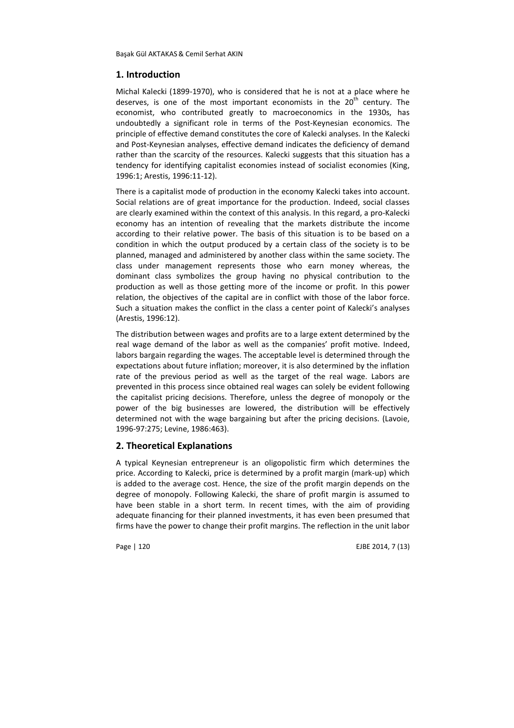## 1. Introduction

Michal Kalecki (1899-1970), who is considered that he is not at a place where he deserves, is one of the most important economists in the 20th century. The economist, who contributed greatly to macroeconomics in the 1930s, has undoubtedly a significant role in terms of the Post-Keynesian economics. The principle of effective demand constitutes the core of Kalecki analyses. In the Kalecki and Post-Keynesian analyses, effective demand indicates the deficiency of demand rather than the scarcity of the resources. Kalecki suggests that this situation has a tendency for identifying capitalist economies instead of socialist economies (King, 1996:1; Arestis, 1996:11-12).

There is a capitalist mode of production in the economy Kalecki takes into account. Social relations are of great importance for the production. Indeed, social classes are clearly examined within the context of this analysis. In this regard, a pro-Kalecki economy has an intention of revealing that the markets distribute the income according to their relative power. The basis of this situation is to be based on a condition in which the output produced by a certain class of the society is to be planned, managed and administered by another class within the same society. The class under management represents those who earn money whereas, the dominant class symbolizes the group having no physical contribution to the production as well as those getting more of the income or profit. In this power relation, the objectives of the capital are in conflict with those of the labor force. Such a situation makes the conflict in the class a center point of Kalecki's analyses (Arestis, 1996:12).

The distribution between wages and profits are to a large extent determined by the real wage demand of the labor as well as the companies' profit motive. Indeed, labors bargain regarding the wages. The acceptable level is determined through the expectations about future inflation; moreover, it is also determined by the inflation rate of the previous period as well as the target of the real wage. Labors are prevented in this process since obtained real wages can solely be evident following the capitalist pricing decisions. Therefore, unless the degree of monopoly or the power of the big businesses are lowered, the distribution will be effectively determined not with the wage bargaining but after the pricing decisions. (Lavoie, 1996-97:275; Levine, 1986:463).

## 2. Theoretical Explanations

A typical Keynesian entrepreneur is an oligopolistic firm which determines the price. According to Kalecki, price is determined by a profit margin (mark-up) which is added to the average cost. Hence, the size of the profit margin depends on the degree of monopoly. Following Kalecki, the share of profit margin is assumed to have been stable in a short term. In recent times, with the aim of providing adequate financing for their planned investments, it has even been presumed that firms have the power to change their profit margins. The reflection in the unit labor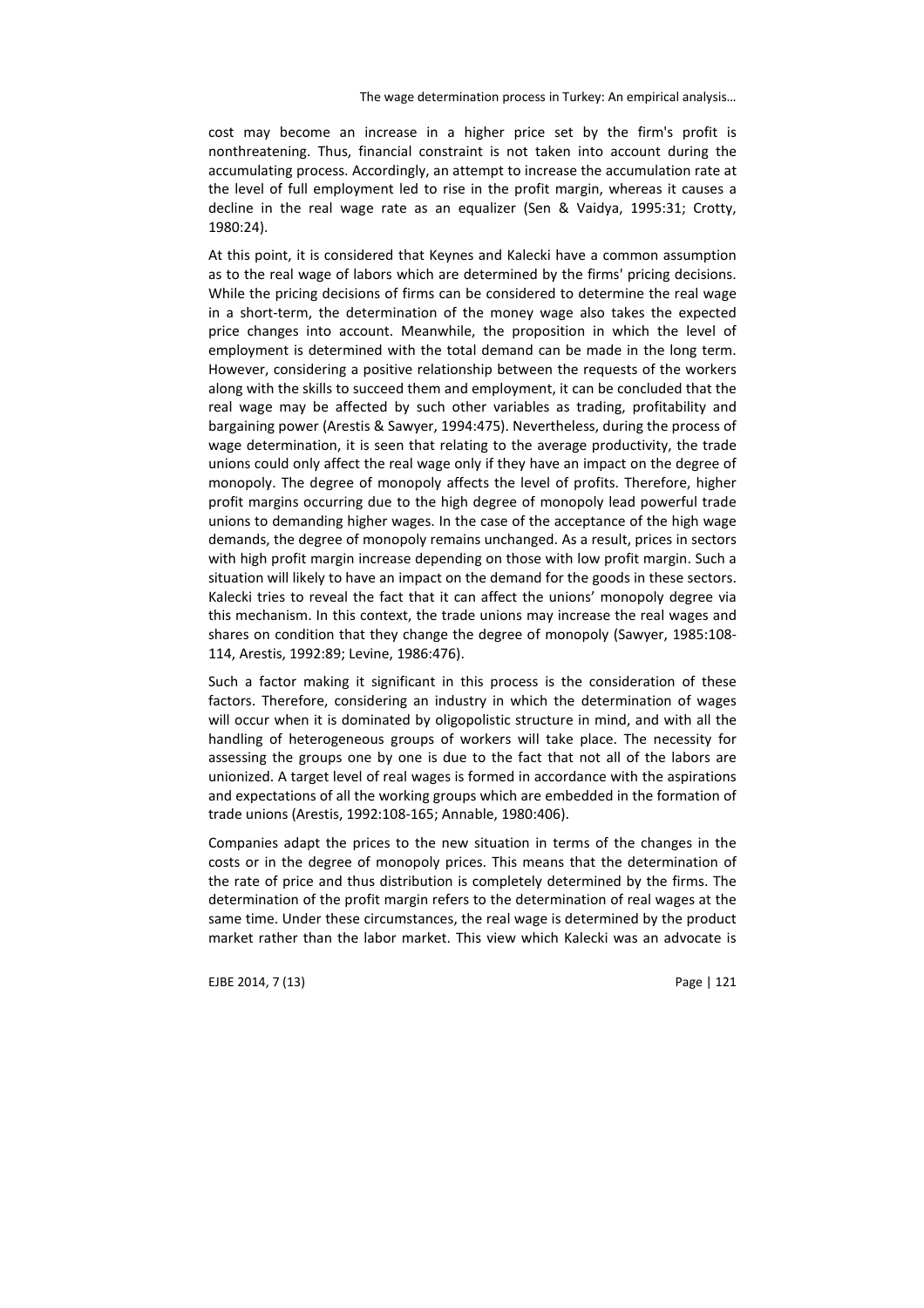cost may become an increase in a higher price set by the firm's profit is nonthreatening. Thus, financial constraint is not taken into account during the accumulating process. Accordingly, an attempt to increase the accumulation rate at the level of full employment led to rise in the profit margin, whereas it causes a decline in the real wage rate as an equalizer (Sen & Vaidya, 1995:31; Crotty, 1980:24).

At this point, it is considered that Keynes and Kalecki have a common assumption as to the real wage of labors which are determined by the firms' pricing decisions. While the pricing decisions of firms can be considered to determine the real wage in a short-term, the determination of the money wage also takes the expected price changes into account. Meanwhile, the proposition in which the level of employment is determined with the total demand can be made in the long term. However, considering a positive relationship between the requests of the workers along with the skills to succeed them and employment, it can be concluded that the real wage may be affected by such other variables as trading, profitability and bargaining power (Arestis & Sawyer, 1994:475). Nevertheless, during the process of wage determination, it is seen that relating to the average productivity, the trade unions could only affect the real wage only if they have an impact on the degree of monopoly. The degree of monopoly affects the level of profits. Therefore, higher profit margins occurring due to the high degree of monopoly lead powerful trade unions to demanding higher wages. In the case of the acceptance of the high wage demands, the degree of monopoly remains unchanged. As a result, prices in sectors with high profit margin increase depending on those with low profit margin. Such a situation will likely to have an impact on the demand for the goods in these sectors. Kalecki tries to reveal the fact that it can affect the unions' monopoly degree via this mechanism. In this context, the trade unions may increase the real wages and shares on condition that they change the degree of monopoly (Sawyer, 1985:108-114, Arestis, 1992:89; Levine, 1986:476).

Such a factor making it significant in this process is the consideration of these factors. Therefore, considering an industry in which the determination of wages will occur when it is dominated by oligopolistic structure in mind, and with all the handling of heterogeneous groups of workers will take place. The necessity for assessing the groups one by one is due to the fact that not all of the labors are unionized. A target level of real wages is formed in accordance with the aspirations and expectations of all the working groups which are embedded in the formation of trade unions (Arestis, 1992:108-165; Annable, 1980:406).

Companies adapt the prices to the new situation in terms of the changes in the costs or in the degree of monopoly prices. This means that the determination of the rate of price and thus distribution is completely determined by the firms. The determination of the profit margin refers to the determination of real wages at the same time. Under these circumstances, the real wage is determined by the product market rather than the labor market. This view which Kalecki was an advocate is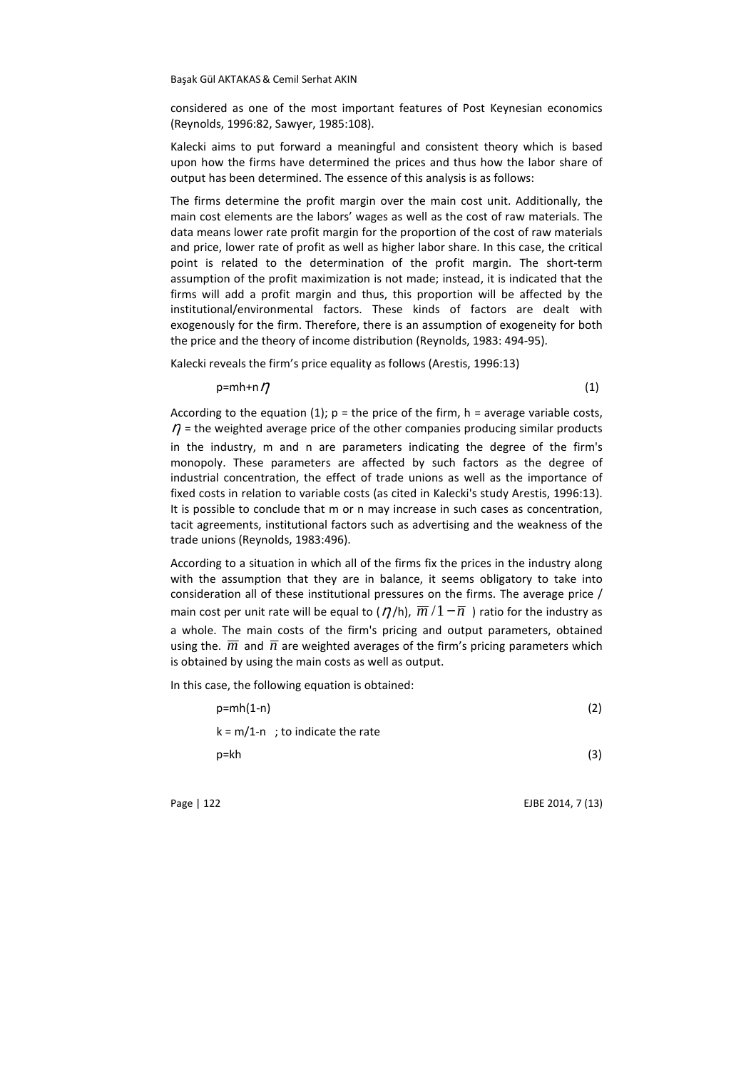considered as one of the most important features of Post Keynesian economics (Reynolds, 1996:82, Sawyer, 1985:108).

Kalecki aims to put forward a meaningful and consistent theory which is based upon how the firms have determined the prices and thus how the labor share of output has been determined. The essence of this analysis is as follows:

The firms determine the profit margin over the main cost unit. Additionally, the main cost elements are the labors' wages as well as the cost of raw materials. The data means lower rate profit margin for the proportion of the cost of raw materials and price, lower rate of profit as well as higher labor share. In this case, the critical point is related to the determination of the profit margin. The short-term assumption of the profit maximization is not made; instead, it is indicated that the firms will add a profit margin and thus, this proportion will be affected by the institutional/environmental factors. These kinds of factors are dealt with exogenously for the firm. Therefore, there is an assumption of exogeneity for both the price and the theory of income distribution (Reynolds, 1983: 494-95).

Kalecki reveals the firm's price equality as follows (Arestis, 1996:13)

$$p = mh + n\eta \tag{1}$$

According to the equation (1); p = the price of the firm, h = average variable costs, $\eta$ = the weighted average price of the other companies producing similar products in the industry, m and n are parameters indicating the degree of the firm's monopoly. These parameters are affected by such factors as the degree of industrial concentration, the effect of trade unions as well as the importance of fixed costs in relation to variable costs (as cited in Kalecki's study Arestis, 1996:13). It is possible to conclude that m or n may increase in such cases as concentration, tacit agreements, institutional factors such as advertising and the weakness of the trade unions (Reynolds, 1983:496).

According to a situation in which all of the firms fix the prices in the industry along with the assumption that they are in balance, it seems obligatory to take into consideration all of these institutional pressures on the firms. The average price / main cost per unit rate will be equal to ($\eta$/h), $\overline{m}/1-\overline{n}$ ) ratio for the industry as a whole. The main costs of the firm's pricing and output parameters, obtained using the. $\overline{m}$ and $\overline{n}$ are weighted averages of the firm's pricing parameters which is obtained by using the main costs as well as output.

In this case, the following equation is obtained:

$$p = mh(1-n) \tag{2}$$

$k = m/1-n$ ; to indicate the rate

$$p = kh \tag{3}$$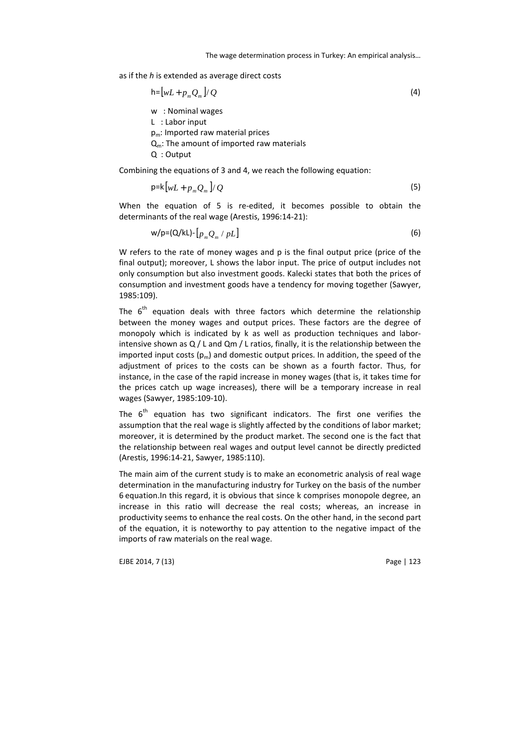as if the $h$ is extended as average direct costs

$$h = [wL + p_m Q_m]/Q \tag{4}$$

w : Nominal wages  
L : Labor input  
$p_m$: Imported raw material prices  
$Q_m$: The amount of imported raw materials  
Q : Output

Combining the equations of 3 and 4, we reach the following equation:

$$p = k[wL + p_m Q_m]/Q \tag{5}$$

When the equation of 5 is re-edited, it becomes possible to obtain the determinants of the real wage (Arestis, 1996:14-21):

$$w/p = (Q/kL) - [p_m Q_m / pL] \tag{6}$$

W refers to the rate of money wages and p is the final output price (price of the final output); moreover, L shows the labor input. The price of output includes not only consumption but also investment goods. Kalecki states that both the prices of consumption and investment goods have a tendency for moving together (Sawyer, 1985:109).

The 6th equation deals with three factors which determine the relationship between the money wages and output prices. These factors are the degree of monopoly which is indicated by k as well as production techniques and labor-intensive shown as Q / L and Qm / L ratios, finally, it is the relationship between the imported input costs ($p_m$) and domestic output prices. In addition, the speed of the adjustment of prices to the costs can be shown as a fourth factor. Thus, for instance, in the case of the rapid increase in money wages (that is, it takes time for the prices catch up wage increases), there will be a temporary increase in real wages (Sawyer, 1985:109-10).

The 6th equation has two significant indicators. The first one verifies the assumption that the real wage is slightly affected by the conditions of labor market; moreover, it is determined by the product market. The second one is the fact that the relationship between real wages and output level cannot be directly predicted (Arestis, 1996:14-21, Sawyer, 1985:110).

The main aim of the current study is to make an econometric analysis of real wage determination in the manufacturing industry for Turkey on the basis of the number 6 equation.In this regard, it is obvious that since k comprises monopole degree, an increase in this ratio will decrease the real costs; whereas, an increase in productivity seems to enhance the real costs. On the other hand, in the second part of the equation, it is noteworthy to pay attention to the negative impact of the imports of raw materials on the real wage.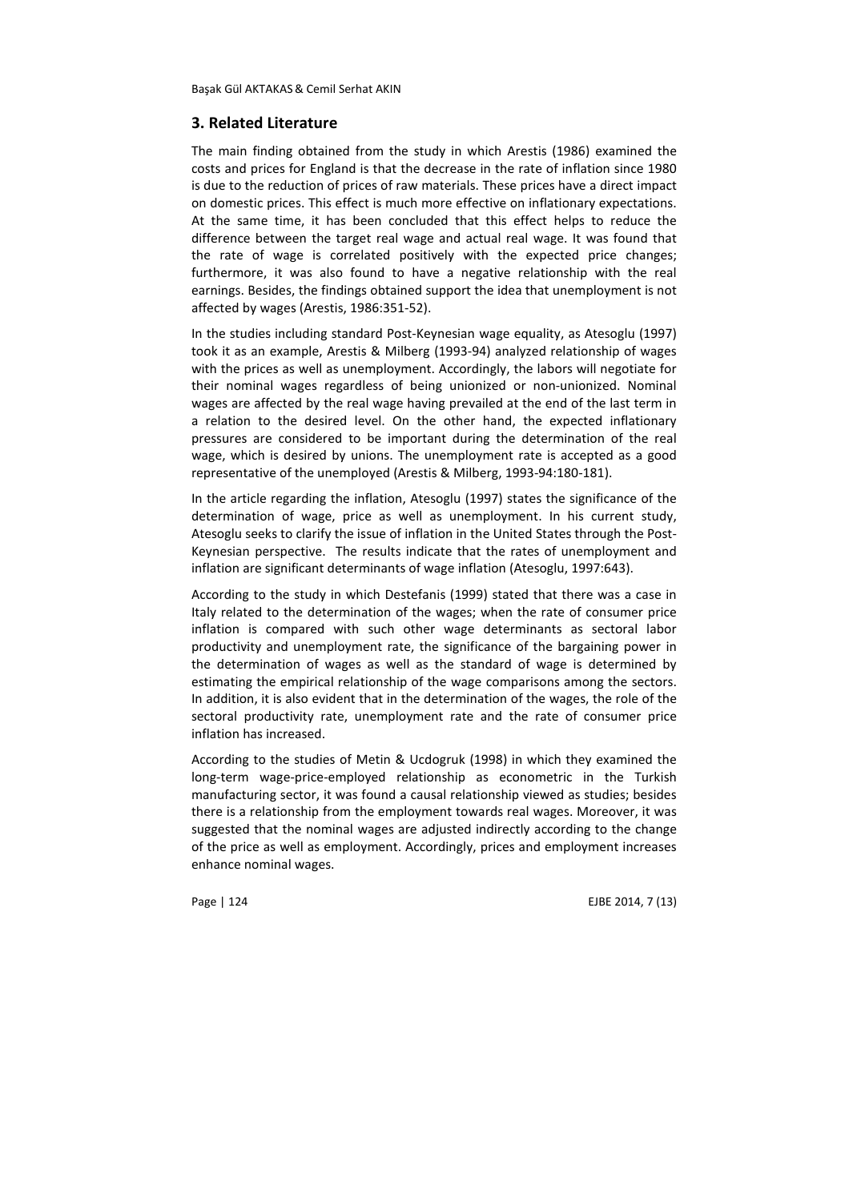## 3. Related Literature

The main finding obtained from the study in which Arestis (1986) examined the costs and prices for England is that the decrease in the rate of inflation since 1980 is due to the reduction of prices of raw materials. These prices have a direct impact on domestic prices. This effect is much more effective on inflationary expectations. At the same time, it has been concluded that this effect helps to reduce the difference between the target real wage and actual real wage. It was found that the rate of wage is correlated positively with the expected price changes; furthermore, it was also found to have a negative relationship with the real earnings. Besides, the findings obtained support the idea that unemployment is not affected by wages (Arestis, 1986:351-52).

In the studies including standard Post-Keynesian wage equality, as Atesoglu (1997) took it as an example, Arestis & Milberg (1993-94) analyzed relationship of wages with the prices as well as unemployment. Accordingly, the labors will negotiate for their nominal wages regardless of being unionized or non-unionized. Nominal wages are affected by the real wage having prevailed at the end of the last term in a relation to the desired level. On the other hand, the expected inflationary pressures are considered to be important during the determination of the real wage, which is desired by unions. The unemployment rate is accepted as a good representative of the unemployed (Arestis & Milberg, 1993-94:180-181).

In the article regarding the inflation, Atesoglu (1997) states the significance of the determination of wage, price as well as unemployment. In his current study, Atesoglu seeks to clarify the issue of inflation in the United States through the Post-Keynesian perspective. The results indicate that the rates of unemployment and inflation are significant determinants of wage inflation (Atesoglu, 1997:643).

According to the study in which Destefanis (1999) stated that there was a case in Italy related to the determination of the wages; when the rate of consumer price inflation is compared with such other wage determinants as sectoral labor productivity and unemployment rate, the significance of the bargaining power in the determination of wages as well as the standard of wage is determined by estimating the empirical relationship of the wage comparisons among the sectors. In addition, it is also evident that in the determination of the wages, the role of the sectoral productivity rate, unemployment rate and the rate of consumer price inflation has increased.

According to the studies of Metin & Ucdogruk (1998) in which they examined the long-term wage-price-employed relationship as econometric in the Turkish manufacturing sector, it was found a causal relationship viewed as studies; besides there is a relationship from the employment towards real wages. Moreover, it was suggested that the nominal wages are adjusted indirectly according to the change of the price as well as employment. Accordingly, prices and employment increases enhance nominal wages.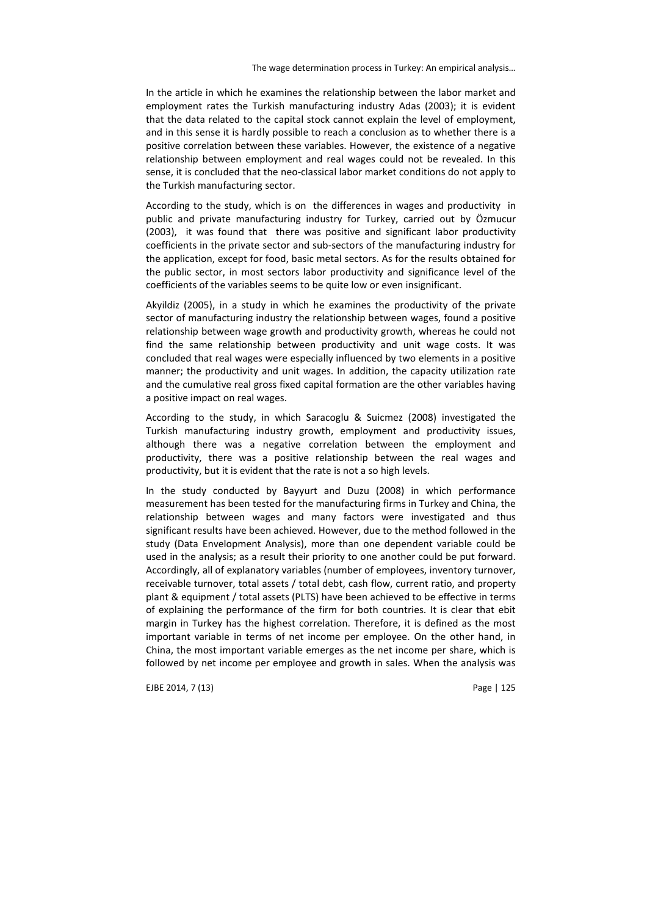In the article in which he examines the relationship between the labor market and employment rates the Turkish manufacturing industry Adas (2003); it is evident that the data related to the capital stock cannot explain the level of employment, and in this sense it is hardly possible to reach a conclusion as to whether there is a positive correlation between these variables. However, the existence of a negative relationship between employment and real wages could not be revealed. In this sense, it is concluded that the neo-classical labor market conditions do not apply to the Turkish manufacturing sector.

According to the study, which is on the differences in wages and productivity in public and private manufacturing industry for Turkey, carried out by Özmucur (2003), it was found that there was positive and significant labor productivity coefficients in the private sector and sub-sectors of the manufacturing industry for the application, except for food, basic metal sectors. As for the results obtained for the public sector, in most sectors labor productivity and significance level of the coefficients of the variables seems to be quite low or even insignificant.

Akyildiz (2005), in a study in which he examines the productivity of the private sector of manufacturing industry the relationship between wages, found a positive relationship between wage growth and productivity growth, whereas he could not find the same relationship between productivity and unit wage costs. It was concluded that real wages were especially influenced by two elements in a positive manner; the productivity and unit wages. In addition, the capacity utilization rate and the cumulative real gross fixed capital formation are the other variables having a positive impact on real wages.

According to the study, in which Saracoglu & Suicmez (2008) investigated the Turkish manufacturing industry growth, employment and productivity issues, although there was a negative correlation between the employment and productivity, there was a positive relationship between the real wages and productivity, but it is evident that the rate is not a so high levels.

In the study conducted by Bayyurt and Duzu (2008) in which performance measurement has been tested for the manufacturing firms in Turkey and China, the relationship between wages and many factors were investigated and thus significant results have been achieved. However, due to the method followed in the study (Data Envelopment Analysis), more than one dependent variable could be used in the analysis; as a result their priority to one another could be put forward. Accordingly, all of explanatory variables (number of employees, inventory turnover, receivable turnover, total assets / total debt, cash flow, current ratio, and property plant & equipment / total assets (PLTS) have been achieved to be effective in terms of explaining the performance of the firm for both countries. It is clear that ebit margin in Turkey has the highest correlation. Therefore, it is defined as the most important variable in terms of net income per employee. On the other hand, in China, the most important variable emerges as the net income per share, which is followed by net income per employee and growth in sales. When the analysis was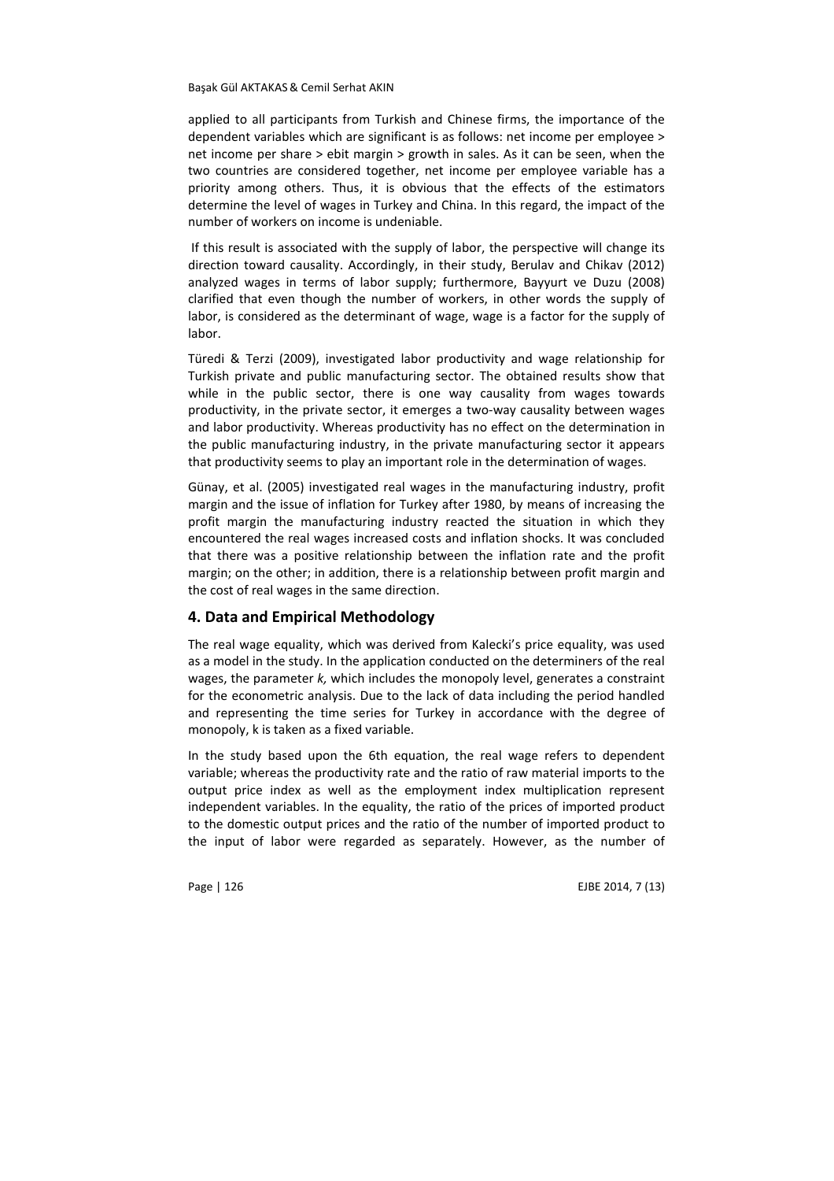applied to all participants from Turkish and Chinese firms, the importance of the dependent variables which are significant is as follows: net income per employee > net income per share > ebit margin > growth in sales. As it can be seen, when the two countries are considered together, net income per employee variable has a priority among others. Thus, it is obvious that the effects of the estimators determine the level of wages in Turkey and China. In this regard, the impact of the number of workers on income is undeniable.

If this result is associated with the supply of labor, the perspective will change its direction toward causality. Accordingly, in their study, Berulav and Chikav (2012) analyzed wages in terms of labor supply; furthermore, Bayyurt ve Duzu (2008) clarified that even though the number of workers, in other words the supply of labor, is considered as the determinant of wage, wage is a factor for the supply of labor.

Türedi & Terzi (2009), investigated labor productivity and wage relationship for Turkish private and public manufacturing sector. The obtained results show that while in the public sector, there is one way causality from wages towards productivity, in the private sector, it emerges a two-way causality between wages and labor productivity. Whereas productivity has no effect on the determination in the public manufacturing industry, in the private manufacturing sector it appears that productivity seems to play an important role in the determination of wages.

Günay, et al. (2005) investigated real wages in the manufacturing industry, profit margin and the issue of inflation for Turkey after 1980, by means of increasing the profit margin the manufacturing industry reacted the situation in which they encountered the real wages increased costs and inflation shocks. It was concluded that there was a positive relationship between the inflation rate and the profit margin; on the other; in addition, there is a relationship between profit margin and the cost of real wages in the same direction.

## 4. Data and Empirical Methodology

The real wage equality, which was derived from Kalecki's price equality, was used as a model in the study. In the application conducted on the determiners of the real wages, the parameter *k,* which includes the monopoly level, generates a constraint for the econometric analysis. Due to the lack of data including the period handled and representing the time series for Turkey in accordance with the degree of monopoly, k is taken as a fixed variable.

In the study based upon the 6th equation, the real wage refers to dependent variable; whereas the productivity rate and the ratio of raw material imports to the output price index as well as the employment index multiplication represent independent variables. In the equality, the ratio of the prices of imported product to the domestic output prices and the ratio of the number of imported product to the input of labor were regarded as separately. However, as the number of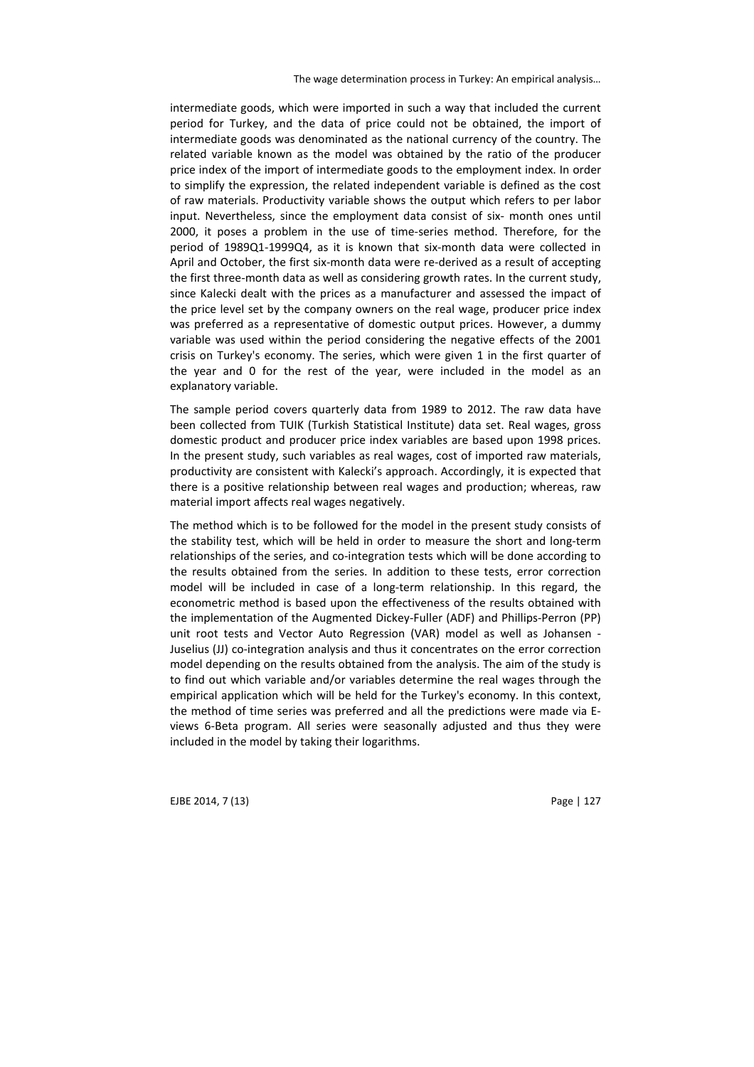intermediate goods, which were imported in such a way that included the current period for Turkey, and the data of price could not be obtained, the import of intermediate goods was denominated as the national currency of the country. The related variable known as the model was obtained by the ratio of the producer price index of the import of intermediate goods to the employment index. In order to simplify the expression, the related independent variable is defined as the cost of raw materials. Productivity variable shows the output which refers to per labor input. Nevertheless, since the employment data consist of six- month ones until 2000, it poses a problem in the use of time-series method. Therefore, for the period of 1989Q1-1999Q4, as it is known that six-month data were collected in April and October, the first six-month data were re-derived as a result of accepting the first three-month data as well as considering growth rates. In the current study, since Kalecki dealt with the prices as a manufacturer and assessed the impact of the price level set by the company owners on the real wage, producer price index was preferred as a representative of domestic output prices. However, a dummy variable was used within the period considering the negative effects of the 2001 crisis on Turkey's economy. The series, which were given 1 in the first quarter of the year and 0 for the rest of the year, were included in the model as an explanatory variable.

The sample period covers quarterly data from 1989 to 2012. The raw data have been collected from TUIK (Turkish Statistical Institute) data set. Real wages, gross domestic product and producer price index variables are based upon 1998 prices. In the present study, such variables as real wages, cost of imported raw materials, productivity are consistent with Kalecki's approach. Accordingly, it is expected that there is a positive relationship between real wages and production; whereas, raw material import affects real wages negatively.

The method which is to be followed for the model in the present study consists of the stability test, which will be held in order to measure the short and long-term relationships of the series, and co-integration tests which will be done according to the results obtained from the series. In addition to these tests, error correction model will be included in case of a long-term relationship. In this regard, the econometric method is based upon the effectiveness of the results obtained with the implementation of the Augmented Dickey-Fuller (ADF) and Phillips-Perron (PP) unit root tests and Vector Auto Regression (VAR) model as well as Johansen - Juselius (JJ) co-integration analysis and thus it concentrates on the error correction model depending on the results obtained from the analysis. The aim of the study is to find out which variable and/or variables determine the real wages through the empirical application which will be held for the Turkey's economy. In this context, the method of time series was preferred and all the predictions were made via E-views 6-Beta program. All series were seasonally adjusted and thus they were included in the model by taking their logarithms.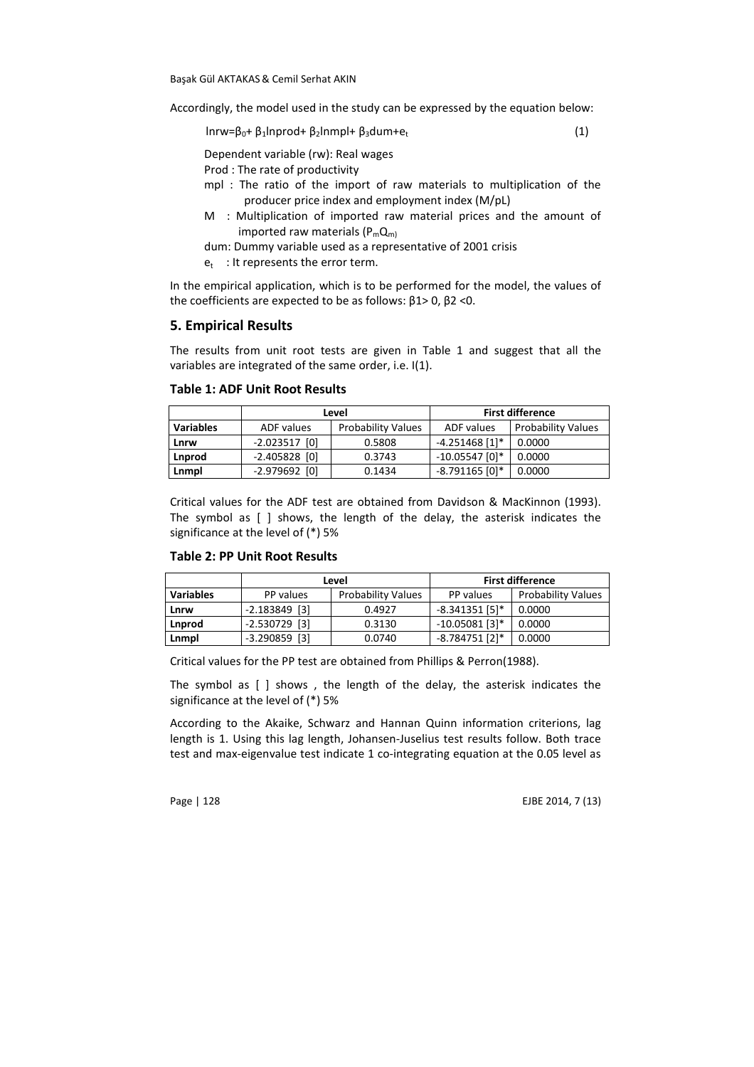Accordingly, the model used in the study can be expressed by the equation below:

$$\ln rw = \beta_0 + \beta_1 \ln prod + \beta_2 \ln mpl + \beta_3 dum + e_t \quad (1)$$

Dependent variable (rw): Real wages

Prod : The rate of productivity

mpl : The ratio of the import of raw materials to multiplication of the producer price index and employment index (M/pL)

M : Multiplication of imported raw material prices and the amount of imported raw materials ($P_m Q_m$)

dum: Dummy variable used as a representative of 2001 crisis

$e_t$ : It represents the error term.

In the empirical application, which is to be performed for the model, the values of the coefficients are expected to be as follows: $\beta_1 > 0$, $\beta_2 < 0$.

## 5. Empirical Results

The results from unit root tests are given in Table 1 and suggest that all the variables are integrated of the same order, i.e. I(1).

### Table 1: ADF Unit Root Results

| | Level | | First difference | |
|---|---|---|---|---|
| **Variables** | ADF values | Probability Values | ADF values | Probability Values |
| **Lnrw** | -2.023517 [0] | 0.5808 | -4.251468 [1]* | 0.0000 |
| **Lnprod** | -2.405828 [0] | 0.3743 | -10.05547 [0]* | 0.0000 |
| **Lnmpl** | -2.979692 [0] | 0.1434 | -8.791165 [0]* | 0.0000 |

Critical values for the ADF test are obtained from Davidson & MacKinnon (1993). The symbol as [ ] shows, the length of the delay, the asterisk indicates the significance at the level of (*) 5%

### Table 2: PP Unit Root Results

| | Level | | First difference | |
|---|---|---|---|---|
| **Variables** | PP values | Probability Values | PP values | Probability Values |
| **Lnrw** | -2.183849 [3] | 0.4927 | -8.341351 [5]* | 0.0000 |
| **Lnprod** | -2.530729 [3] | 0.3130 | -10.05081 [3]* | 0.0000 |
| **Lnmpl** | -3.290859 [3] | 0.0740 | -8.784751 [2]* | 0.0000 |

Critical values for the PP test are obtained from Phillips & Perron(1988).

The symbol as [ ] shows , the length of the delay, the asterisk indicates the significance at the level of (*) 5%

According to the Akaike, Schwarz and Hannan Quinn information criterions, lag length is 1. Using this lag length, Johansen-Juselius test results follow. Both trace test and max-eigenvalue test indicate 1 co-integrating equation at the 0.05 level as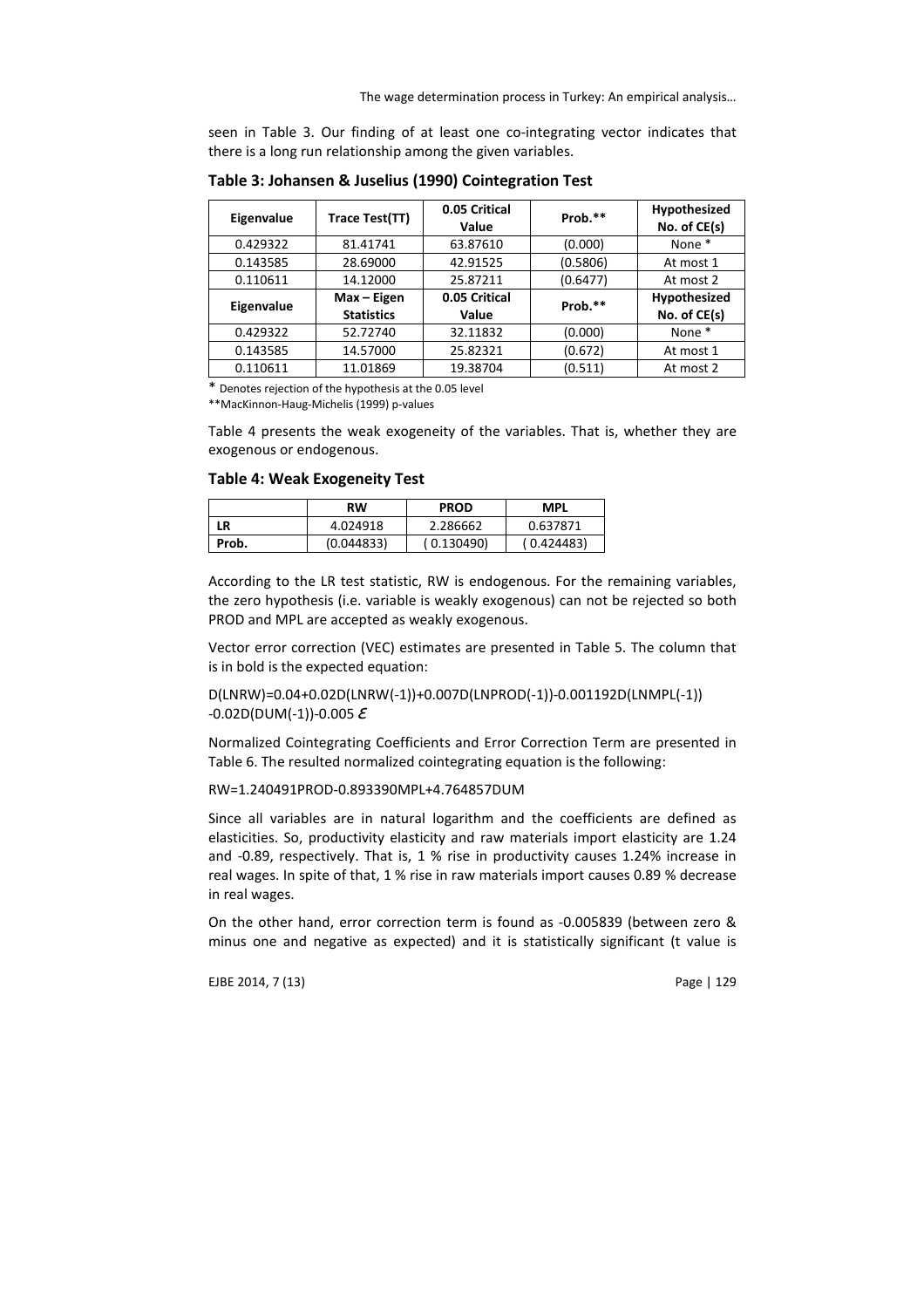seen in Table 3. Our finding of at least one co-integrating vector indicates that there is a long run relationship among the given variables.

**Table 3: Johansen & Juselius (1990) Cointegration Test**

| Eigenvalue | Trace Test(TT) | 0.05 Critical Value | Prob.** | Hypothesized No. of CE(s) |
|---|---|---|---|---|
| 0.429322 | 81.41741 | 63.87610 | (0.000) | None * |
| 0.143585 | 28.69000 | 42.91525 | (0.5806) | At most 1 |
| 0.110611 | 14.12000 | 25.87211 | (0.6477) | At most 2 |
| **Eigenvalue** | **Max – Eigen Statistics** | **0.05 Critical Value** | **Prob.**** | **Hypothesized No. of CE(s)** |
| 0.429322 | 52.72740 | 32.11832 | (0.000) | None * |
| 0.143585 | 14.57000 | 25.82321 | (0.672) | At most 1 |
| 0.110611 | 11.01869 | 19.38704 | (0.511) | At most 2 |

\* Denotes rejection of the hypothesis at the 0.05 level

**MacKinnon-Haug-Michelis (1999) p-values

Table 4 presents the weak exogeneity of the variables. That is, whether they are exogenous or endogenous.

**Table 4: Weak Exogeneity Test**

| | RW | PROD | MPL |
|---|---|---|---|
| **LR** | 4.024918 | 2.286662 | 0.637871 |
| **Prob.** | (0.044833) | ( 0.130490) | ( 0.424483) |

According to the LR test statistic, RW is endogenous. For the remaining variables, the zero hypothesis (i.e. variable is weakly exogenous) can not be rejected so both PROD and MPL are accepted as weakly exogenous.

Vector error correction (VEC) estimates are presented in Table 5. The column that is in bold is the expected equation:

D(LNRW)=0.04+0.02D(LNRW(-1))+0.007D(LNPROD(-1))-0.001192D(LNMPL(-1)) -0.02D(DUM(-1))-0.005 $\varepsilon$

Normalized Cointegrating Coefficients and Error Correction Term are presented in Table 6. The resulted normalized cointegrating equation is the following:

RW=1.240491PROD-0.893390MPL+4.764857DUM

Since all variables are in natural logarithm and the coefficients are defined as elasticities. So, productivity elasticity and raw materials import elasticity are 1.24 and -0.89, respectively. That is, 1 % rise in productivity causes 1.24% increase in real wages. In spite of that, 1 % rise in raw materials import causes 0.89 % decrease in real wages.

On the other hand, error correction term is found as -0.005839 (between zero & minus one and negative as expected) and it is statistically significant (t value is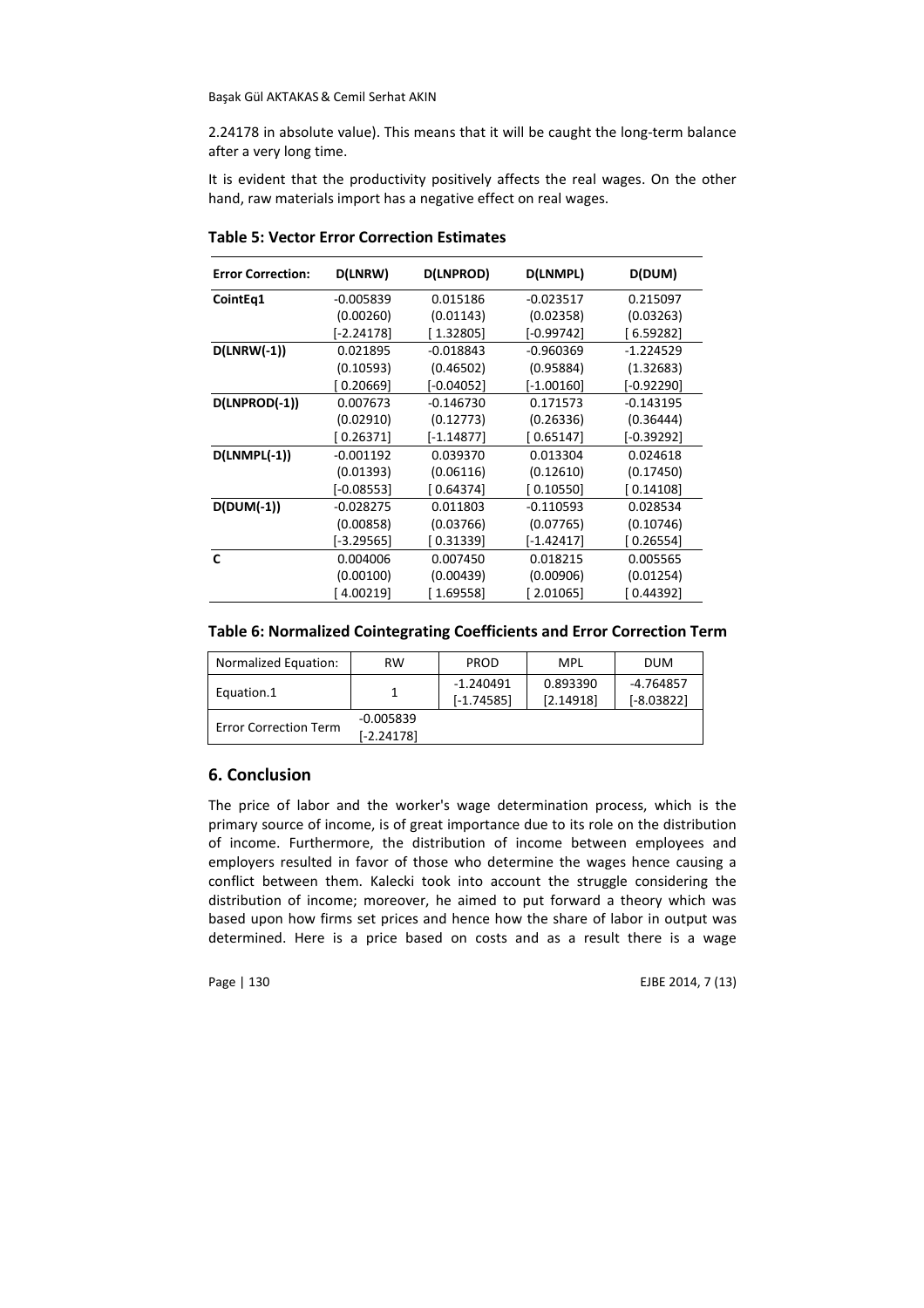2.24178 in absolute value). This means that it will be caught the long-term balance after a very long time.

It is evident that the productivity positively affects the real wages. On the other hand, raw materials import has a negative effect on real wages.

**Table 5: Vector Error Correction Estimates**

| Error Correction: | D(LNRW) | D(LNPROD) | D(LNMPL) | D(DUM) |
|---|---|---|---|---|
| **CointEq1** | -0.005839 | 0.015186 | -0.023517 | 0.215097 |
| | (0.00260) | (0.01143) | (0.02358) | (0.03263) |
| | [-2.24178] | [ 1.32805] | [-0.99742] | [ 6.59282] |
| **D(LNRW(-1))** | 0.021895 | -0.018843 | -0.960369 | -1.224529 |
| | (0.10593) | (0.46502) | (0.95884) | (1.32683) |
| | [ 0.20669] | [-0.04052] | [-1.00160] | [-0.92290] |
| **D(LNPROD(-1))** | 0.007673 | -0.146730 | 0.171573 | -0.143195 |
| | (0.02910) | (0.12773) | (0.26336) | (0.36444) |
| | [ 0.26371] | [-1.14877] | [ 0.65147] | [-0.39292] |
| **D(LNMPL(-1))** | -0.001192 | 0.039370 | 0.013304 | 0.024618 |
| | (0.01393) | (0.06116) | (0.12610) | (0.17450) |
| | [-0.08553] | [ 0.64374] | [ 0.10550] | [ 0.14108] |
| **D(DUM(-1))** | -0.028275 | 0.011803 | -0.110593 | 0.028534 |
| | (0.00858) | (0.03766) | (0.07765) | (0.10746) |
| | [-3.29565] | [ 0.31339] | [-1.42417] | [ 0.26554] |
| **C** | 0.004006 | 0.007450 | 0.018215 | 0.005565 |
| | (0.00100) | (0.00439) | (0.00906) | (0.01254) |
| | [ 4.00219] | [ 1.69558] | [ 2.01065] | [ 0.44392] |

**Table 6: Normalized Cointegrating Coefficients and Error Correction Term**

| Normalized Equation: | RW | PROD | MPL | DUM |
|---|---|---|---|---|
| Equation.1 | 1 | -1.240491 [-1.74585] | 0.893390 [2.14918] | -4.764857 [-8.03822] |
| Error Correction Term | -0.005839 [-2.24178] | | | |

## 6. Conclusion

The price of labor and the worker's wage determination process, which is the primary source of income, is of great importance due to its role on the distribution of income. Furthermore, the distribution of income between employees and employers resulted in favor of those who determine the wages hence causing a conflict between them. Kalecki took into account the struggle considering the distribution of income; moreover, he aimed to put forward a theory which was based upon how firms set prices and hence how the share of labor in output was determined. Here is a price based on costs and as a result there is a wage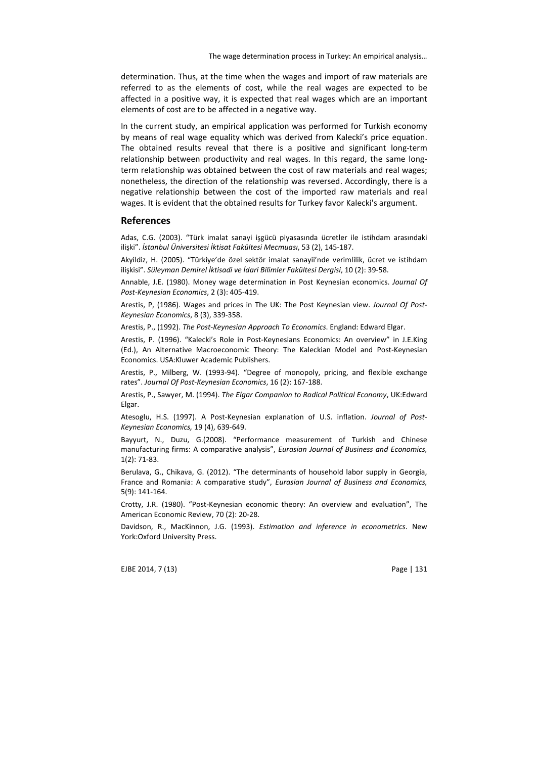determination. Thus, at the time when the wages and import of raw materials are referred to as the elements of cost, while the real wages are expected to be affected in a positive way, it is expected that real wages which are an important elements of cost are to be affected in a negative way.

In the current study, an empirical application was performed for Turkish economy by means of real wage equality which was derived from Kalecki's price equation. The obtained results reveal that there is a positive and significant long-term relationship between productivity and real wages. In this regard, the same long-term relationship was obtained between the cost of raw materials and real wages; nonetheless, the direction of the relationship was reversed. Accordingly, there is a negative relationship between the cost of the imported raw materials and real wages. It is evident that the obtained results for Turkey favor Kalecki's argument.

## References

Adas, C.G. (2003). "Türk imalat sanayi işgücü piyasasında ücretler ile istihdam arasındaki ilişki". *İstanbul Üniversitesi İktisat Fakültesi Mecmuası*, 53 (2), 145-187.

Akyildiz, H. (2005). "Türkiye'de özel sektör imalat sanayii'nde verimlilik, ücret ve istihdam ilişkisi". *Süleyman Demirel İktisadi ve İdari Bilimler Fakültesi Dergisi*, 10 (2): 39-58.

Annable, J.E. (1980). Money wage determination in Post Keynesian economics. *Journal Of Post-Keynesian Economics*, 2 (3): 405-419.

Arestis, P, (1986). Wages and prices in The UK: The Post Keynesian view. *Journal Of Post-Keynesian Economics*, 8 (3), 339-358.

Arestis, P., (1992). *The Post-Keynesian Approach To Economics*. England: Edward Elgar.

Arestis, P. (1996). "Kalecki's Role in Post-Keynesians Economics: An overview" in J.E.King (Ed.), An Alternative Macroeconomic Theory: The Kaleckian Model and Post-Keynesian Economics. USA:Kluwer Academic Publishers.

Arestis, P., Milberg, W. (1993-94). "Degree of monopoly, pricing, and flexible exchange rates". *Journal Of Post-Keynesian Economics*, 16 (2): 167-188.

Arestis, P., Sawyer, M. (1994). *The Elgar Companion to Radical Political Economy*, UK:Edward Elgar.

Atesoglu, H.S. (1997). A Post-Keynesian explanation of U.S. inflation. *Journal of Post-Keynesian Economics,* 19 (4), 639-649.

Bayyurt, N., Duzu, G.(2008). "Performance measurement of Turkish and Chinese manufacturing firms: A comparative analysis", *Eurasian Journal of Business and Economics,* 1(2): 71-83.

Berulava, G., Chikava, G. (2012). "The determinants of household labor supply in Georgia, France and Romania: A comparative study", *Eurasian Journal of Business and Economics,* 5(9): 141-164.

Crotty, J.R. (1980). "Post-Keynesian economic theory: An overview and evaluation", The American Economic Review, 70 (2): 20-28.

Davidson, R., MacKinnon, J.G. (1993). *Estimation and inference in econometrics*. New York:Oxford University Press.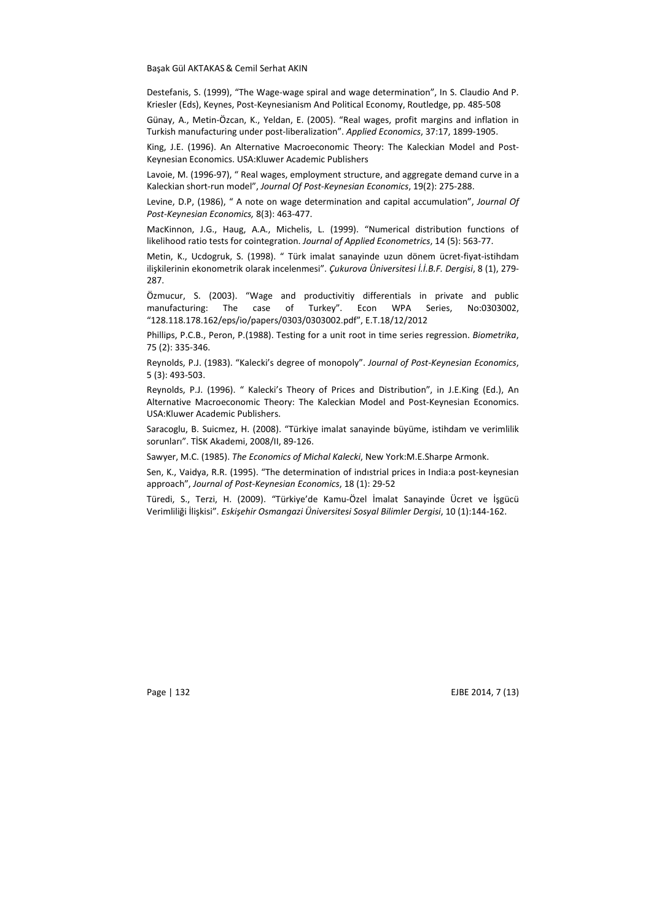Destefanis, S. (1999), "The Wage-wage spiral and wage determination", In S. Claudio And P. Kriesler (Eds), Keynes, Post-Keynesianism And Political Economy, Routledge, pp. 485-508

Günay, A., Metin-Özcan, K., Yeldan, E. (2005). "Real wages, profit margins and inflation in Turkish manufacturing under post-liberalization". *Applied Economics*, 37:17, 1899-1905.

King, J.E. (1996). An Alternative Macroeconomic Theory: The Kaleckian Model and Post-Keynesian Economics. USA:Kluwer Academic Publishers

Lavoie, M. (1996-97), " Real wages, employment structure, and aggregate demand curve in a Kaleckian short-run model", *Journal Of Post-Keynesian Economics*, 19(2): 275-288.

Levine, D.P, (1986), " A note on wage determination and capital accumulation", *Journal Of Post-Keynesian Economics,* 8(3): 463-477.

MacKinnon, J.G., Haug, A.A., Michelis, L. (1999). "Numerical distribution functions of likelihood ratio tests for cointegration. *Journal of Applied Econometrics*, 14 (5): 563-77.

Metin, K., Ucdogruk, S. (1998). " Türk imalat sanayinde uzun dönem ücret-fiyat-istihdam ilişkilerinin ekonometrik olarak incelenmesi". *Çukurova Üniversitesi İ.İ.B.F. Dergisi*, 8 (1), 279-287.

Özmucur, S. (2003). "Wage and productivitiy differentials in private and public manufacturing: The case of Turkey". Econ WPA Series, No:0303002, "128.118.178.162/eps/io/papers/0303/0303002.pdf", E.T.18/12/2012

Phillips, P.C.B., Peron, P.(1988). Testing for a unit root in time series regression. *Biometrika*, 75 (2): 335-346.

Reynolds, P.J. (1983). "Kalecki's degree of monopoly". *Journal of Post-Keynesian Economics*, 5 (3): 493-503.

Reynolds, P.J. (1996). " Kalecki's Theory of Prices and Distribution", in J.E.King (Ed.), An Alternative Macroeconomic Theory: The Kaleckian Model and Post-Keynesian Economics. USA:Kluwer Academic Publishers.

Saracoglu, B. Suicmez, H. (2008). "Türkiye imalat sanayinde büyüme, istihdam ve verimlilik sorunları". TİSK Akademi, 2008/II, 89-126.

Sawyer, M.C. (1985). *The Economics of Michal Kalecki*, New York:M.E.Sharpe Armonk.

Sen, K., Vaidya, R.R. (1995). "The determination of indıstrial prices in India:a post-keynesian approach", *Journal of Post-Keynesian Economics*, 18 (1): 29-52

Türedi, S., Terzi, H. (2009). "Türkiye'de Kamu-Özel İmalat Sanayinde Ücret ve İşgücü Verimliliği İlişkisi". *Eskişehir Osmangazi Üniversitesi Sosyal Bilimler Dergisi*, 10 (1):144-162.